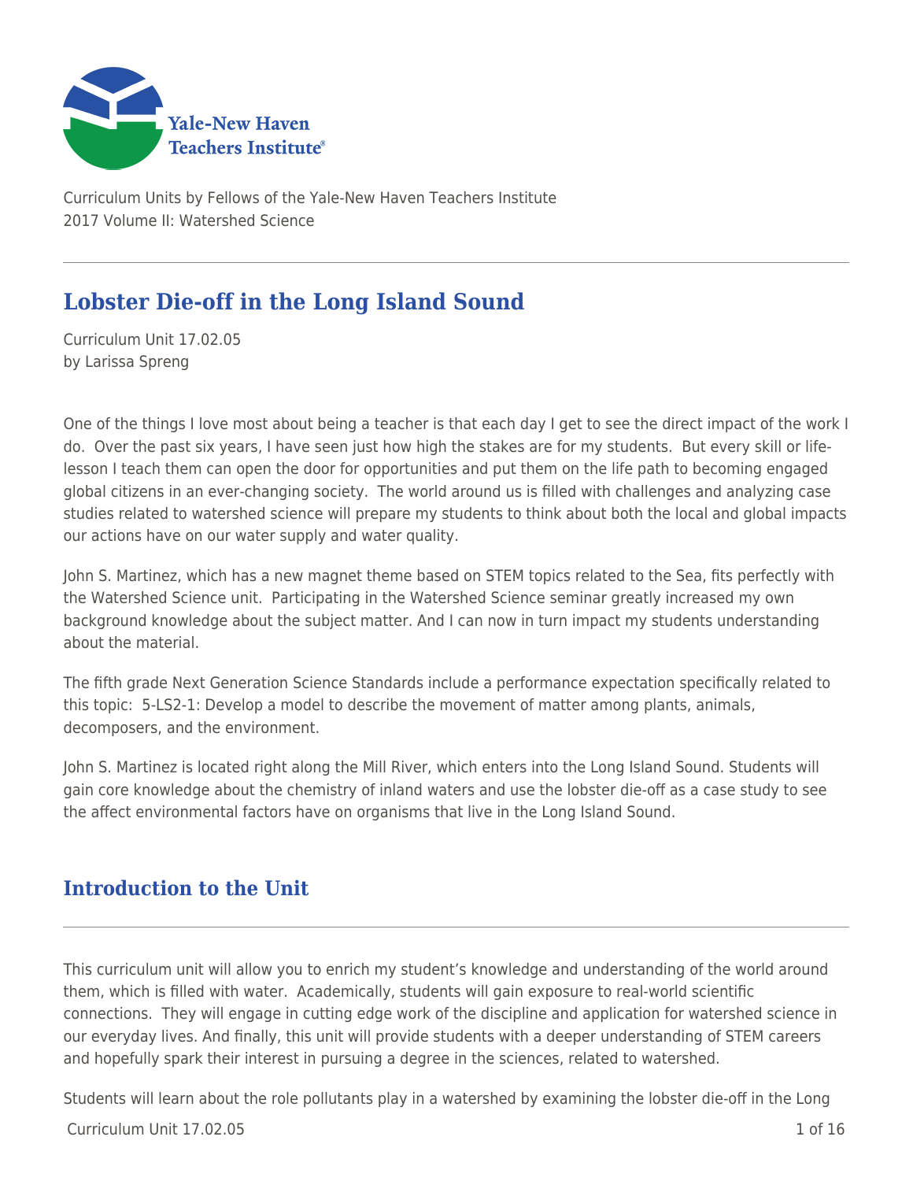Curriculum Units by Fellows of the Yale-New Haven Teachers Institute
2017 Volume II: Watershed Science

# Lobster Die-off in the Long Island Sound

Curriculum Unit 17.02.05
by Larissa Spreng

One of the things I love most about being a teacher is that each day I get to see the direct impact of the work I do. Over the past six years, I have seen just how high the stakes are for my students. But every skill or life-lesson I teach them can open the door for opportunities and put them on the life path to becoming engaged global citizens in an ever-changing society. The world around us is filled with challenges and analyzing case studies related to watershed science will prepare my students to think about both the local and global impacts our actions have on our water supply and water quality.

John S. Martinez, which has a new magnet theme based on STEM topics related to the Sea, fits perfectly with the Watershed Science unit. Participating in the Watershed Science seminar greatly increased my own background knowledge about the subject matter. And I can now in turn impact my students understanding about the material.

The fifth grade Next Generation Science Standards include a performance expectation specifically related to this topic: 5-LS2-1: Develop a model to describe the movement of matter among plants, animals, decomposers, and the environment.

John S. Martinez is located right along the Mill River, which enters into the Long Island Sound. Students will gain core knowledge about the chemistry of inland waters and use the lobster die-off as a case study to see the affect environmental factors have on organisms that live in the Long Island Sound.

## Introduction to the Unit

This curriculum unit will allow you to enrich my student's knowledge and understanding of the world around them, which is filled with water. Academically, students will gain exposure to real-world scientific connections. They will engage in cutting edge work of the discipline and application for watershed science in our everyday lives. And finally, this unit will provide students with a deeper understanding of STEM careers and hopefully spark their interest in pursuing a degree in the sciences, related to watershed.

Students will learn about the role pollutants play in a watershed by examining the lobster die-off in the Long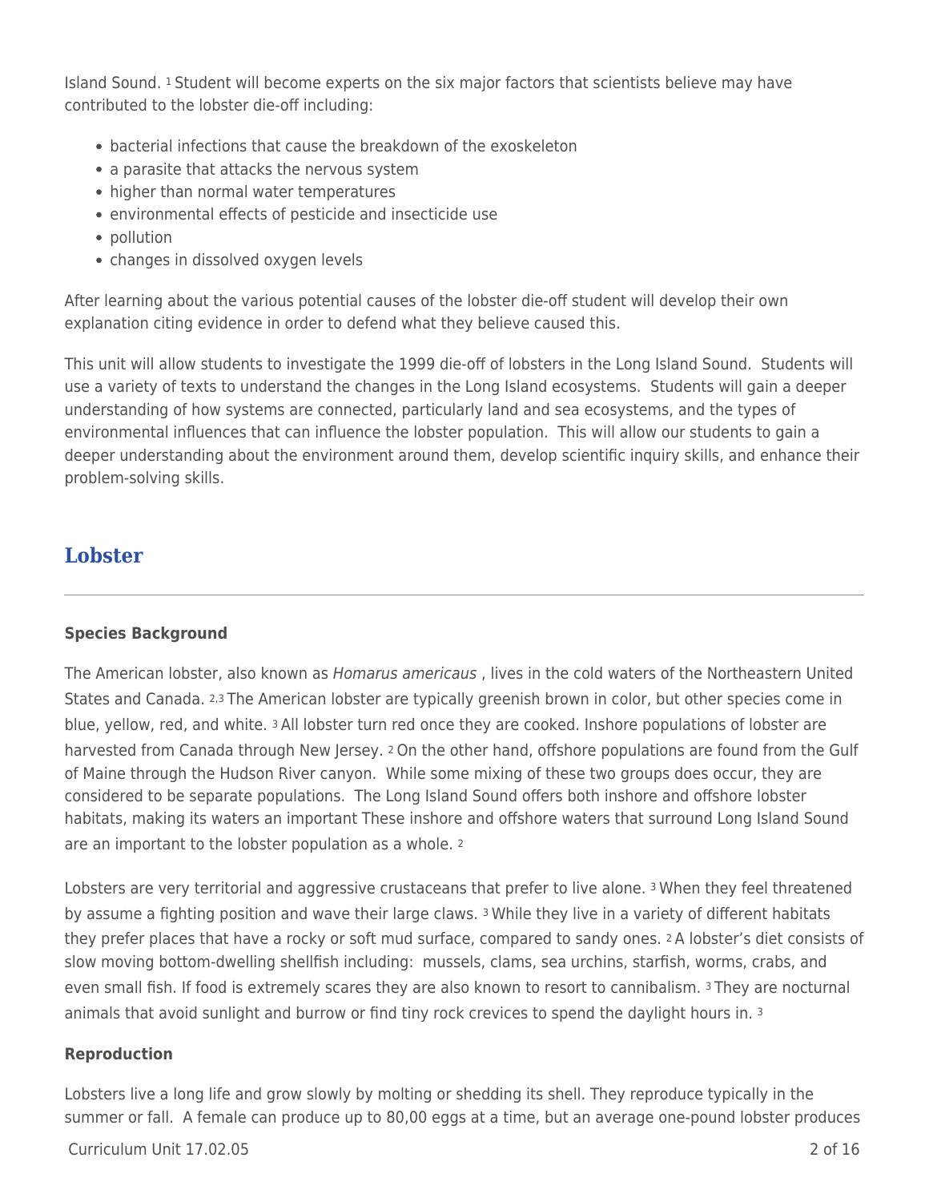Island Sound. [1] Student will become experts on the six major factors that scientists believe may have contributed to the lobster die-off including:

- bacterial infections that cause the breakdown of the exoskeleton
- a parasite that attacks the nervous system
- higher than normal water temperatures
- environmental effects of pesticide and insecticide use
- pollution
- changes in dissolved oxygen levels

After learning about the various potential causes of the lobster die-off student will develop their own explanation citing evidence in order to defend what they believe caused this.

This unit will allow students to investigate the 1999 die-off of lobsters in the Long Island Sound. Students will use a variety of texts to understand the changes in the Long Island ecosystems. Students will gain a deeper understanding of how systems are connected, particularly land and sea ecosystems, and the types of environmental influences that can influence the lobster population. This will allow our students to gain a deeper understanding about the environment around them, develop scientific inquiry skills, and enhance their problem-solving skills.

## Lobster

### Species Background

The American lobster, also known as *Homarus americaus* , lives in the cold waters of the Northeastern United States and Canada. [2,3] The American lobster are typically greenish brown in color, but other species come in blue, yellow, red, and white. [3] All lobster turn red once they are cooked. Inshore populations of lobster are harvested from Canada through New Jersey. [2] On the other hand, offshore populations are found from the Gulf of Maine through the Hudson River canyon. While some mixing of these two groups does occur, they are considered to be separate populations. The Long Island Sound offers both inshore and offshore lobster habitats, making its waters an important These inshore and offshore waters that surround Long Island Sound are an important to the lobster population as a whole. [2]

Lobsters are very territorial and aggressive crustaceans that prefer to live alone. [3] When they feel threatened by assume a fighting position and wave their large claws. [3] While they live in a variety of different habitats they prefer places that have a rocky or soft mud surface, compared to sandy ones. [2] A lobster's diet consists of slow moving bottom-dwelling shellfish including: mussels, clams, sea urchins, starfish, worms, crabs, and even small fish. If food is extremely scares they are also known to resort to cannibalism. [3] They are nocturnal animals that avoid sunlight and burrow or find tiny rock crevices to spend the daylight hours in. [3]

### Reproduction

Lobsters live a long life and grow slowly by molting or shedding its shell. They reproduce typically in the summer or fall. A female can produce up to 80,00 eggs at a time, but an average one-pound lobster produces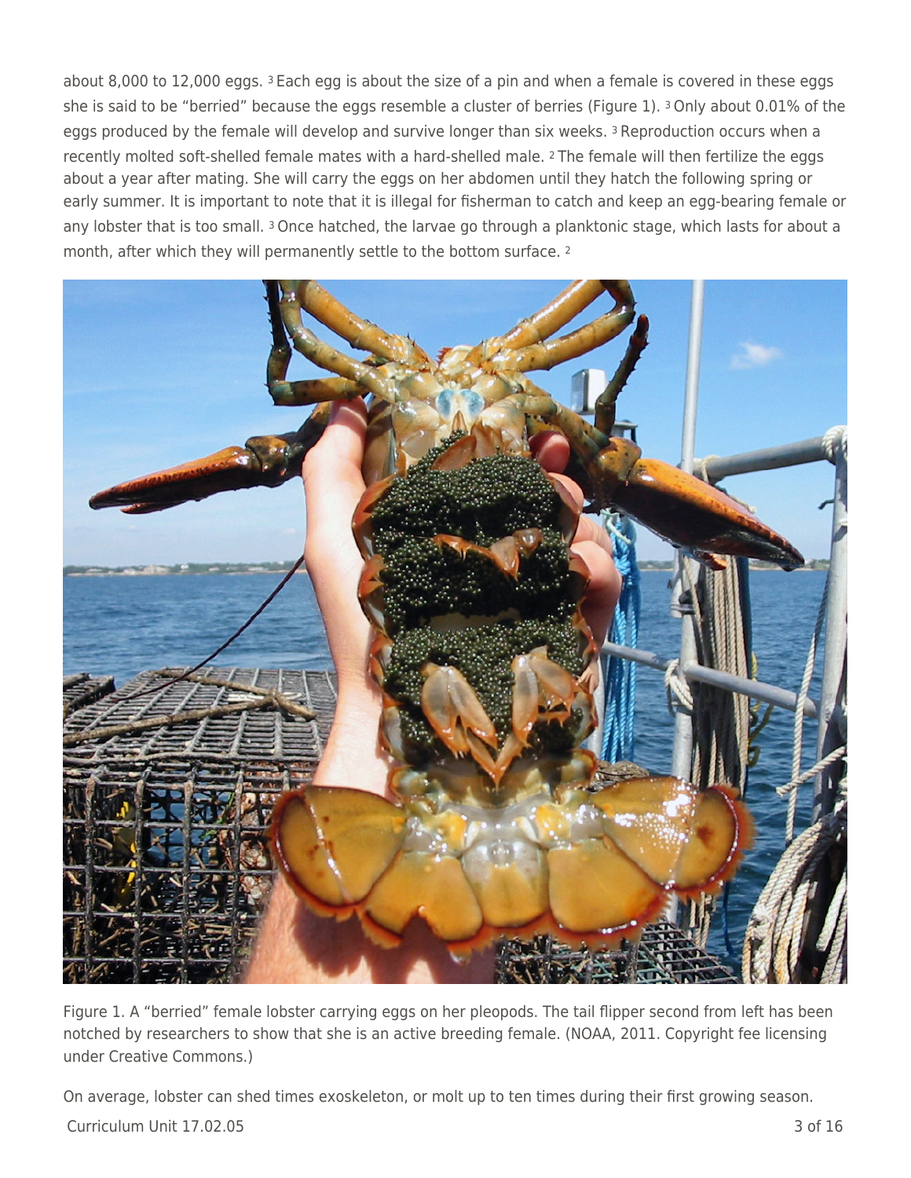about 8,000 to 12,000 eggs. [3] Each egg is about the size of a pin and when a female is covered in these eggs she is said to be "berried" because the eggs resemble a cluster of berries (Figure 1). [3] Only about 0.01% of the eggs produced by the female will develop and survive longer than six weeks. [3] Reproduction occurs when a recently molted soft-shelled female mates with a hard-shelled male. [2] The female will then fertilize the eggs about a year after mating. She will carry the eggs on her abdomen until they hatch the following spring or early summer. It is important to note that it is illegal for fisherman to catch and keep an egg-bearing female or any lobster that is too small. [3] Once hatched, the larvae go through a planktonic stage, which lasts for about a month, after which they will permanently settle to the bottom surface. [2]

Figure 1. A "berried" female lobster carrying eggs on her pleopods. The tail flipper second from left has been notched by researchers to show that she is an active breeding female. (NOAA, 2011. Copyright fee licensing under Creative Commons.)

On average, lobster can shed times exoskeleton, or molt up to ten times during their first growing season.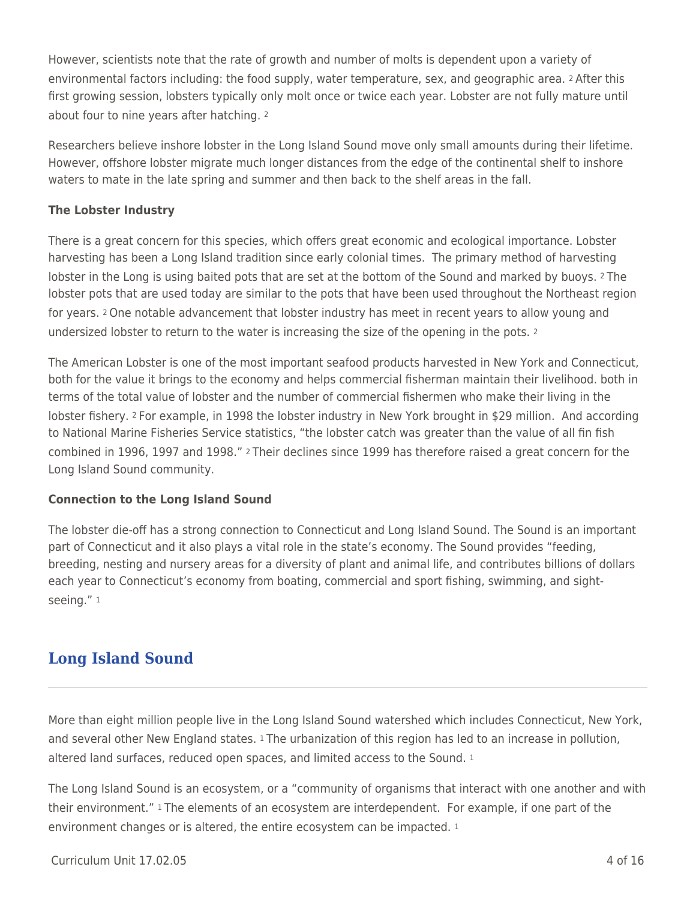However, scientists note that the rate of growth and number of molts is dependent upon a variety of environmental factors including: the food supply, water temperature, sex, and geographic area. [2] After this first growing session, lobsters typically only molt once or twice each year. Lobster are not fully mature until about four to nine years after hatching. [2]

Researchers believe inshore lobster in the Long Island Sound move only small amounts during their lifetime. However, offshore lobster migrate much longer distances from the edge of the continental shelf to inshore waters to mate in the late spring and summer and then back to the shelf areas in the fall.

**The Lobster Industry**

There is a great concern for this species, which offers great economic and ecological importance. Lobster harvesting has been a Long Island tradition since early colonial times. The primary method of harvesting lobster in the Long is using baited pots that are set at the bottom of the Sound and marked by buoys. [2] The lobster pots that are used today are similar to the pots that have been used throughout the Northeast region for years. [2] One notable advancement that lobster industry has meet in recent years to allow young and undersized lobster to return to the water is increasing the size of the opening in the pots. [2]

The American Lobster is one of the most important seafood products harvested in New York and Connecticut, both for the value it brings to the economy and helps commercial fisherman maintain their livelihood. both in terms of the total value of lobster and the number of commercial fishermen who make their living in the lobster fishery. [2] For example, in 1998 the lobster industry in New York brought in $29 million. And according to National Marine Fisheries Service statistics, "the lobster catch was greater than the value of all fin fish combined in 1996, 1997 and 1998." [2] Their declines since 1999 has therefore raised a great concern for the Long Island Sound community.

**Connection to the Long Island Sound**

The lobster die-off has a strong connection to Connecticut and Long Island Sound. The Sound is an important part of Connecticut and it also plays a vital role in the state's economy. The Sound provides "feeding, breeding, nesting and nursery areas for a diversity of plant and animal life, and contributes billions of dollars each year to Connecticut's economy from boating, commercial and sport fishing, swimming, and sight-seeing." [1]

## Long Island Sound

More than eight million people live in the Long Island Sound watershed which includes Connecticut, New York, and several other New England states. [1] The urbanization of this region has led to an increase in pollution, altered land surfaces, reduced open spaces, and limited access to the Sound. [1]

The Long Island Sound is an ecosystem, or a "community of organisms that interact with one another and with their environment." [1] The elements of an ecosystem are interdependent. For example, if one part of the environment changes or is altered, the entire ecosystem can be impacted. [1]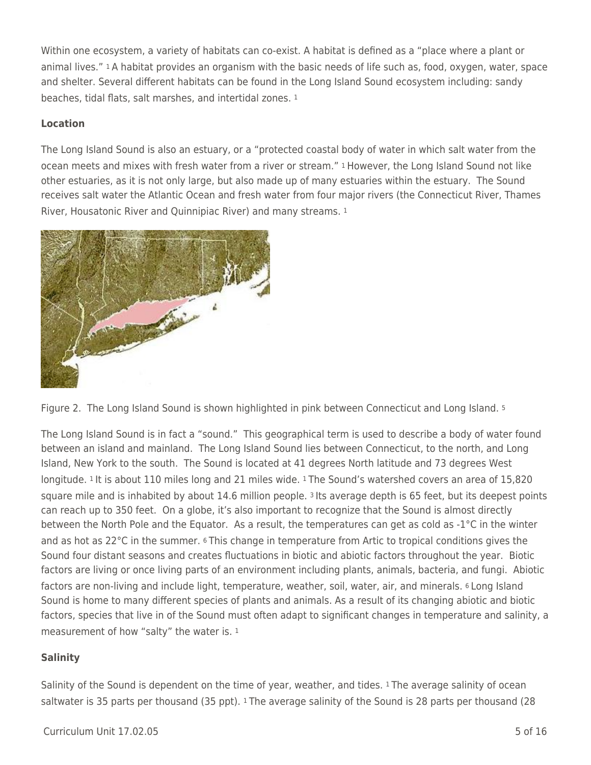Within one ecosystem, a variety of habitats can co-exist. A habitat is defined as a "place where a plant or animal lives." [1] A habitat provides an organism with the basic needs of life such as, food, oxygen, water, space and shelter. Several different habitats can be found in the Long Island Sound ecosystem including: sandy beaches, tidal flats, salt marshes, and intertidal zones. [1]

**Location**

The Long Island Sound is also an estuary, or a "protected coastal body of water in which salt water from the ocean meets and mixes with fresh water from a river or stream." [1] However, the Long Island Sound not like other estuaries, as it is not only large, but also made up of many estuaries within the estuary. The Sound receives salt water the Atlantic Ocean and fresh water from four major rivers (the Connecticut River, Thames River, Housatonic River and Quinnipiac River) and many streams. [1]

Figure 2. The Long Island Sound is shown highlighted in pink between Connecticut and Long Island. [5]

The Long Island Sound is in fact a "sound." This geographical term is used to describe a body of water found between an island and mainland. The Long Island Sound lies between Connecticut, to the north, and Long Island, New York to the south. The Sound is located at 41 degrees North latitude and 73 degrees West longitude. [1] It is about 110 miles long and 21 miles wide. [1] The Sound's watershed covers an area of 15,820 square mile and is inhabited by about 14.6 million people. [3] Its average depth is 65 feet, but its deepest points can reach up to 350 feet. On a globe, it's also important to recognize that the Sound is almost directly between the North Pole and the Equator. As a result, the temperatures can get as cold as -1°C in the winter and as hot as 22°C in the summer. [6] This change in temperature from Artic to tropical conditions gives the Sound four distant seasons and creates fluctuations in biotic and abiotic factors throughout the year. Biotic factors are living or once living parts of an environment including plants, animals, bacteria, and fungi. Abiotic factors are non-living and include light, temperature, weather, soil, water, air, and minerals. [6] Long Island Sound is home to many different species of plants and animals. As a result of its changing abiotic and biotic factors, species that live in of the Sound must often adapt to significant changes in temperature and salinity, a measurement of how "salty" the water is. [1]

**Salinity**

Salinity of the Sound is dependent on the time of year, weather, and tides. [1] The average salinity of ocean saltwater is 35 parts per thousand (35 ppt). [1] The average salinity of the Sound is 28 parts per thousand (28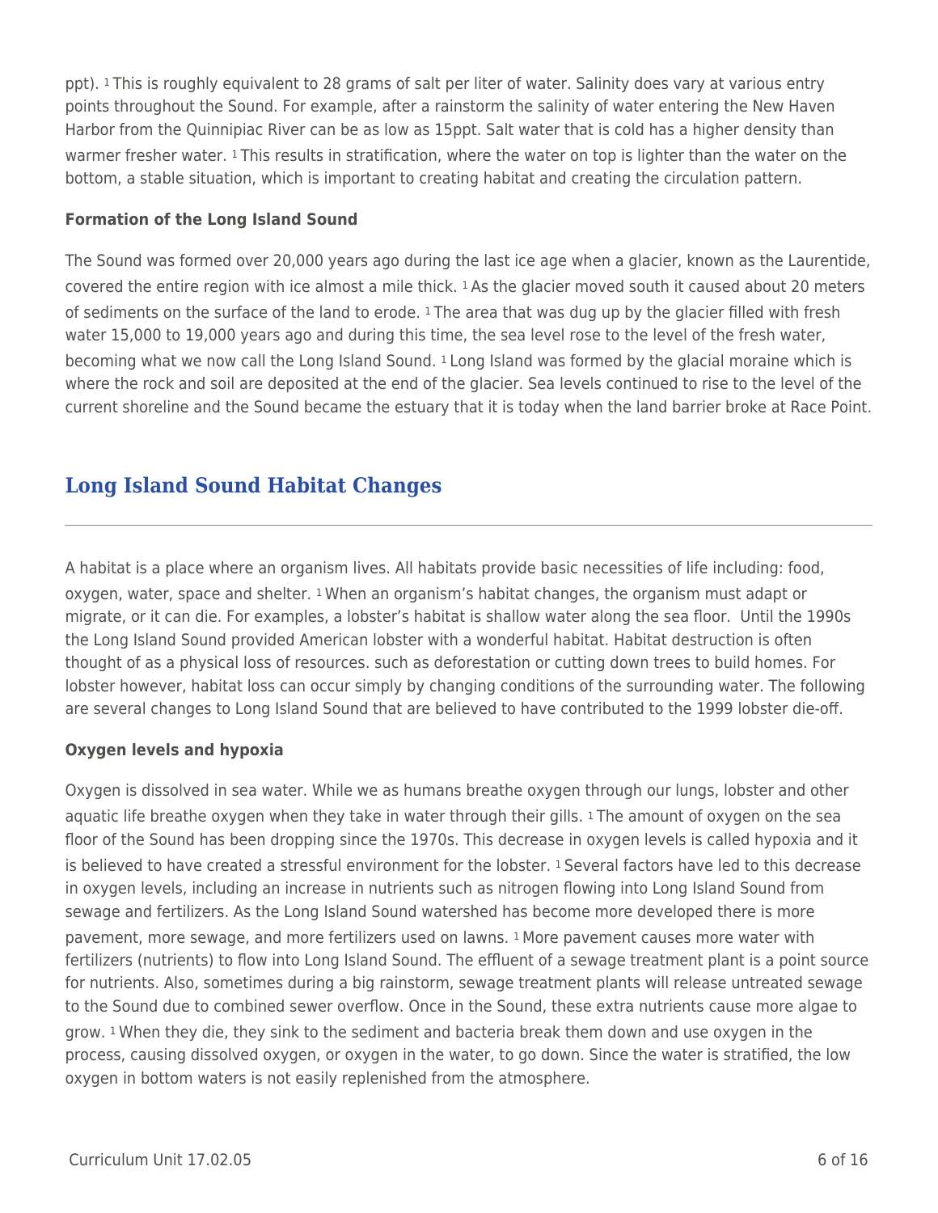ppt).[1] This is roughly equivalent to 28 grams of salt per liter of water. Salinity does vary at various entry points throughout the Sound. For example, after a rainstorm the salinity of water entering the New Haven Harbor from the Quinnipiac River can be as low as 15ppt. Salt water that is cold has a higher density than warmer fresher water.[1] This results in stratification, where the water on top is lighter than the water on the bottom, a stable situation, which is important to creating habitat and creating the circulation pattern.

**Formation of the Long Island Sound**

The Sound was formed over 20,000 years ago during the last ice age when a glacier, known as the Laurentide, covered the entire region with ice almost a mile thick.[1] As the glacier moved south it caused about 20 meters of sediments on the surface of the land to erode.[1] The area that was dug up by the glacier filled with fresh water 15,000 to 19,000 years ago and during this time, the sea level rose to the level of the fresh water, becoming what we now call the Long Island Sound.[1] Long Island was formed by the glacial moraine which is where the rock and soil are deposited at the end of the glacier. Sea levels continued to rise to the level of the current shoreline and the Sound became the estuary that it is today when the land barrier broke at Race Point.

## Long Island Sound Habitat Changes

A habitat is a place where an organism lives. All habitats provide basic necessities of life including: food, oxygen, water, space and shelter.[1] When an organism's habitat changes, the organism must adapt or migrate, or it can die. For examples, a lobster's habitat is shallow water along the sea floor. Until the 1990s the Long Island Sound provided American lobster with a wonderful habitat. Habitat destruction is often thought of as a physical loss of resources. such as deforestation or cutting down trees to build homes. For lobster however, habitat loss can occur simply by changing conditions of the surrounding water. The following are several changes to Long Island Sound that are believed to have contributed to the 1999 lobster die-off.

**Oxygen levels and hypoxia**

Oxygen is dissolved in sea water. While we as humans breathe oxygen through our lungs, lobster and other aquatic life breathe oxygen when they take in water through their gills.[1] The amount of oxygen on the sea floor of the Sound has been dropping since the 1970s. This decrease in oxygen levels is called hypoxia and it is believed to have created a stressful environment for the lobster.[1] Several factors have led to this decrease in oxygen levels, including an increase in nutrients such as nitrogen flowing into Long Island Sound from sewage and fertilizers. As the Long Island Sound watershed has become more developed there is more pavement, more sewage, and more fertilizers used on lawns.[1] More pavement causes more water with fertilizers (nutrients) to flow into Long Island Sound. The effluent of a sewage treatment plant is a point source for nutrients. Also, sometimes during a big rainstorm, sewage treatment plants will release untreated sewage to the Sound due to combined sewer overflow. Once in the Sound, these extra nutrients cause more algae to grow.[1] When they die, they sink to the sediment and bacteria break them down and use oxygen in the process, causing dissolved oxygen, or oxygen in the water, to go down. Since the water is stratified, the low oxygen in bottom waters is not easily replenished from the atmosphere.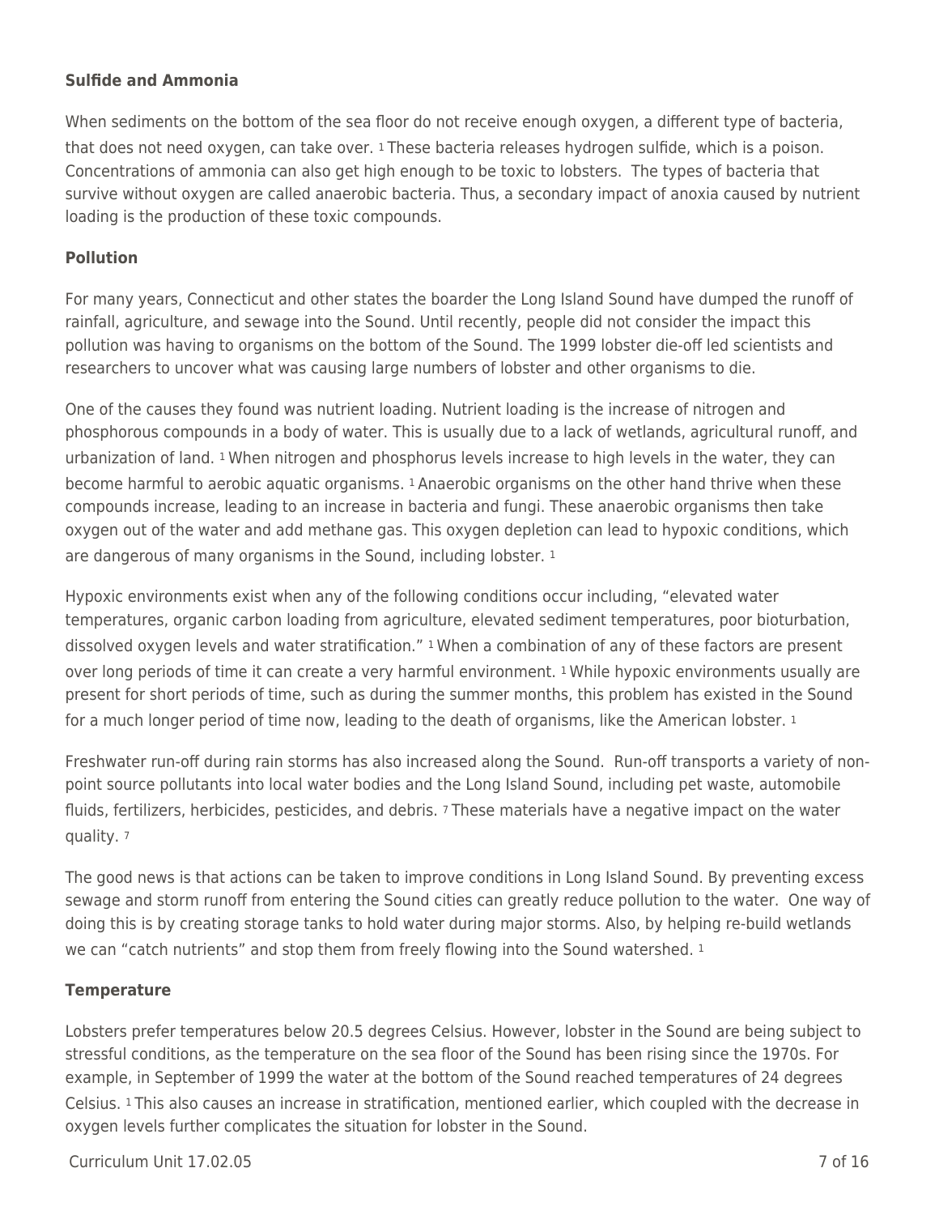**Sulfide and Ammonia**

When sediments on the bottom of the sea floor do not receive enough oxygen, a different type of bacteria, that does not need oxygen, can take over. [1] These bacteria releases hydrogen sulfide, which is a poison. Concentrations of ammonia can also get high enough to be toxic to lobsters. The types of bacteria that survive without oxygen are called anaerobic bacteria. Thus, a secondary impact of anoxia caused by nutrient loading is the production of these toxic compounds.

**Pollution**

For many years, Connecticut and other states the boarder the Long Island Sound have dumped the runoff of rainfall, agriculture, and sewage into the Sound. Until recently, people did not consider the impact this pollution was having to organisms on the bottom of the Sound. The 1999 lobster die-off led scientists and researchers to uncover what was causing large numbers of lobster and other organisms to die.

One of the causes they found was nutrient loading. Nutrient loading is the increase of nitrogen and phosphorous compounds in a body of water. This is usually due to a lack of wetlands, agricultural runoff, and urbanization of land. [1] When nitrogen and phosphorus levels increase to high levels in the water, they can become harmful to aerobic aquatic organisms. [1] Anaerobic organisms on the other hand thrive when these compounds increase, leading to an increase in bacteria and fungi. These anaerobic organisms then take oxygen out of the water and add methane gas. This oxygen depletion can lead to hypoxic conditions, which are dangerous of many organisms in the Sound, including lobster. [1]

Hypoxic environments exist when any of the following conditions occur including, "elevated water temperatures, organic carbon loading from agriculture, elevated sediment temperatures, poor bioturbation, dissolved oxygen levels and water stratification." [1] When a combination of any of these factors are present over long periods of time it can create a very harmful environment. [1] While hypoxic environments usually are present for short periods of time, such as during the summer months, this problem has existed in the Sound for a much longer period of time now, leading to the death of organisms, like the American lobster. [1]

Freshwater run-off during rain storms has also increased along the Sound. Run-off transports a variety of non-point source pollutants into local water bodies and the Long Island Sound, including pet waste, automobile fluids, fertilizers, herbicides, pesticides, and debris. [7] These materials have a negative impact on the water quality. [7]

The good news is that actions can be taken to improve conditions in Long Island Sound. By preventing excess sewage and storm runoff from entering the Sound cities can greatly reduce pollution to the water. One way of doing this is by creating storage tanks to hold water during major storms. Also, by helping re-build wetlands we can "catch nutrients" and stop them from freely flowing into the Sound watershed. [1]

**Temperature**

Lobsters prefer temperatures below 20.5 degrees Celsius. However, lobster in the Sound are being subject to stressful conditions, as the temperature on the sea floor of the Sound has been rising since the 1970s. For example, in September of 1999 the water at the bottom of the Sound reached temperatures of 24 degrees Celsius. [1] This also causes an increase in stratification, mentioned earlier, which coupled with the decrease in oxygen levels further complicates the situation for lobster in the Sound.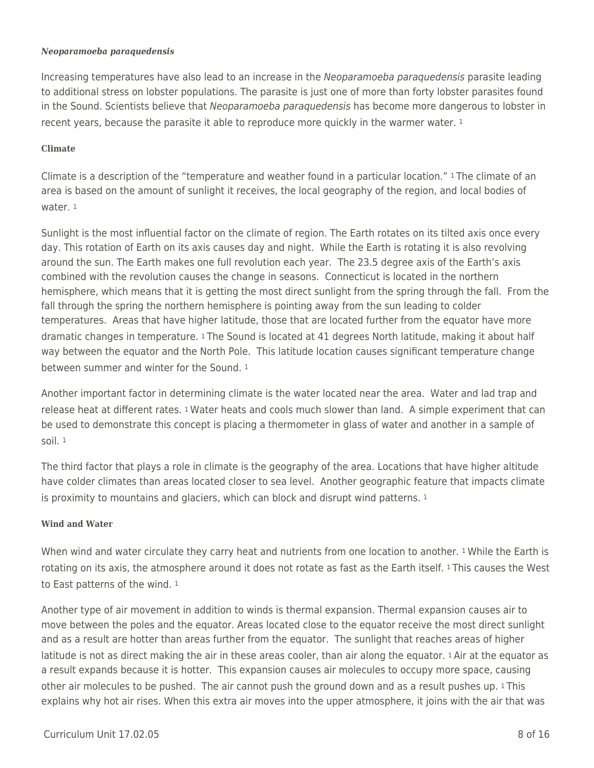***Neoparamoeba paraquedensis***

Increasing temperatures have also lead to an increase in the *Neoparamoeba paraquedensis* parasite leading to additional stress on lobster populations. The parasite is just one of more than forty lobster parasites found in the Sound. Scientists believe that *Neoparamoeba paraquedensis* has become more dangerous to lobster in recent years, because the parasite it able to reproduce more quickly in the warmer water. [1]

**Climate**

Climate is a description of the "temperature and weather found in a particular location." [1] The climate of an area is based on the amount of sunlight it receives, the local geography of the region, and local bodies of water. [1]

Sunlight is the most influential factor on the climate of region. The Earth rotates on its tilted axis once every day. This rotation of Earth on its axis causes day and night. While the Earth is rotating it is also revolving around the sun. The Earth makes one full revolution each year. The 23.5 degree axis of the Earth's axis combined with the revolution causes the change in seasons. Connecticut is located in the northern hemisphere, which means that it is getting the most direct sunlight from the spring through the fall. From the fall through the spring the northern hemisphere is pointing away from the sun leading to colder temperatures. Areas that have higher latitude, those that are located further from the equator have more dramatic changes in temperature. [1] The Sound is located at 41 degrees North latitude, making it about half way between the equator and the North Pole. This latitude location causes significant temperature change between summer and winter for the Sound. [1]

Another important factor in determining climate is the water located near the area. Water and lad trap and release heat at different rates. [1] Water heats and cools much slower than land. A simple experiment that can be used to demonstrate this concept is placing a thermometer in glass of water and another in a sample of soil. [1]

The third factor that plays a role in climate is the geography of the area. Locations that have higher altitude have colder climates than areas located closer to sea level. Another geographic feature that impacts climate is proximity to mountains and glaciers, which can block and disrupt wind patterns. [1]

**Wind and Water**

When wind and water circulate they carry heat and nutrients from one location to another. [1] While the Earth is rotating on its axis, the atmosphere around it does not rotate as fast as the Earth itself. [1] This causes the West to East patterns of the wind. [1]

Another type of air movement in addition to winds is thermal expansion. Thermal expansion causes air to move between the poles and the equator. Areas located close to the equator receive the most direct sunlight and as a result are hotter than areas further from the equator. The sunlight that reaches areas of higher latitude is not as direct making the air in these areas cooler, than air along the equator. [1] Air at the equator as a result expands because it is hotter. This expansion causes air molecules to occupy more space, causing other air molecules to be pushed. The air cannot push the ground down and as a result pushes up. [1] This explains why hot air rises. When this extra air moves into the upper atmosphere, it joins with the air that was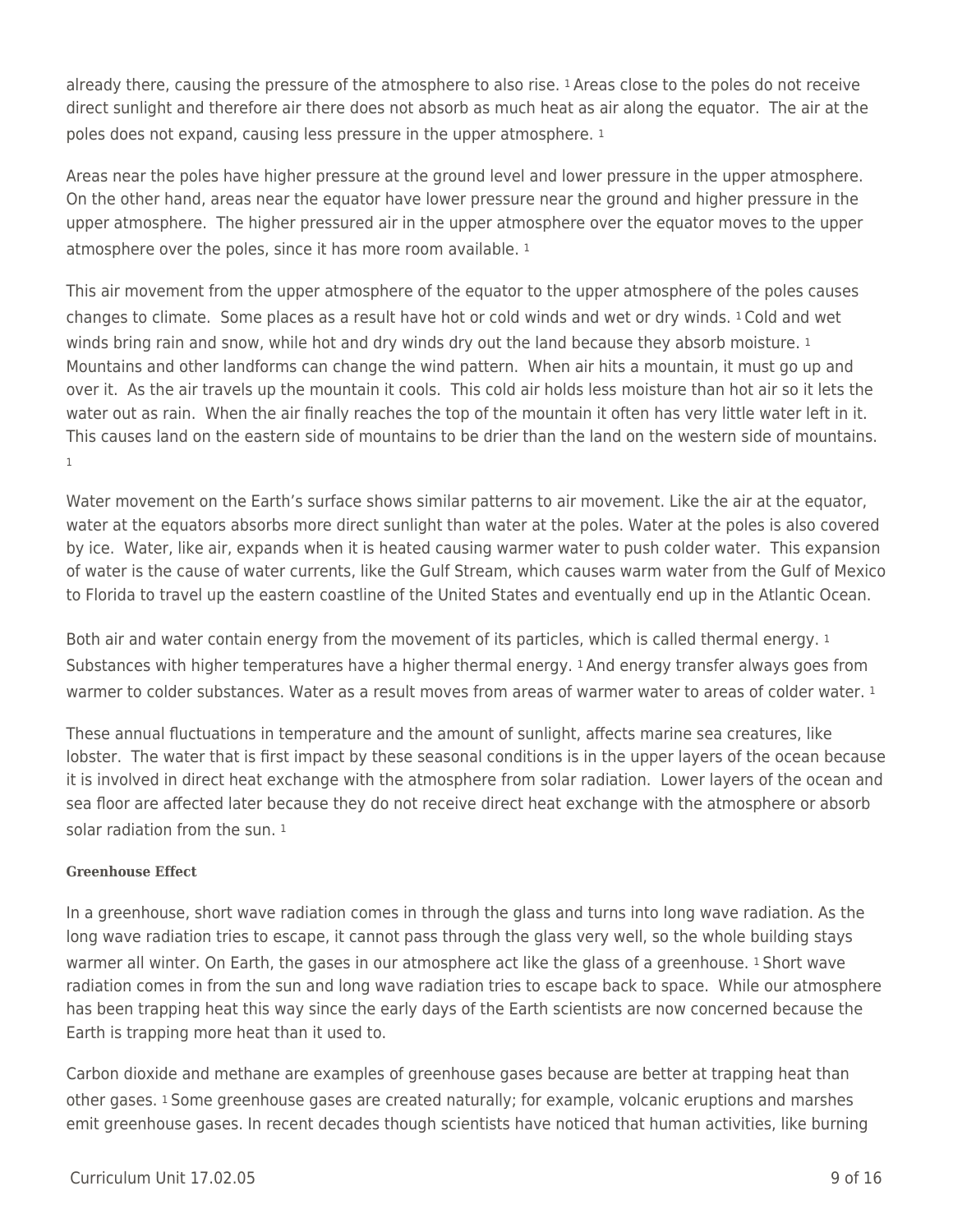already there, causing the pressure of the atmosphere to also rise. [1] Areas close to the poles do not receive direct sunlight and therefore air there does not absorb as much heat as air along the equator. The air at the poles does not expand, causing less pressure in the upper atmosphere. [1]

Areas near the poles have higher pressure at the ground level and lower pressure in the upper atmosphere. On the other hand, areas near the equator have lower pressure near the ground and higher pressure in the upper atmosphere. The higher pressured air in the upper atmosphere over the equator moves to the upper atmosphere over the poles, since it has more room available. [1]

This air movement from the upper atmosphere of the equator to the upper atmosphere of the poles causes changes to climate. Some places as a result have hot or cold winds and wet or dry winds. [1] Cold and wet winds bring rain and snow, while hot and dry winds dry out the land because they absorb moisture. [1] Mountains and other landforms can change the wind pattern. When air hits a mountain, it must go up and over it. As the air travels up the mountain it cools. This cold air holds less moisture than hot air so it lets the water out as rain. When the air finally reaches the top of the mountain it often has very little water left in it. This causes land on the eastern side of mountains to be drier than the land on the western side of mountains. [1]

Water movement on the Earth's surface shows similar patterns to air movement. Like the air at the equator, water at the equators absorbs more direct sunlight than water at the poles. Water at the poles is also covered by ice. Water, like air, expands when it is heated causing warmer water to push colder water. This expansion of water is the cause of water currents, like the Gulf Stream, which causes warm water from the Gulf of Mexico to Florida to travel up the eastern coastline of the United States and eventually end up in the Atlantic Ocean.

Both air and water contain energy from the movement of its particles, which is called thermal energy. [1] Substances with higher temperatures have a higher thermal energy. [1] And energy transfer always goes from warmer to colder substances. Water as a result moves from areas of warmer water to areas of colder water. [1]

These annual fluctuations in temperature and the amount of sunlight, affects marine sea creatures, like lobster. The water that is first impact by these seasonal conditions is in the upper layers of the ocean because it is involved in direct heat exchange with the atmosphere from solar radiation. Lower layers of the ocean and sea floor are affected later because they do not receive direct heat exchange with the atmosphere or absorb solar radiation from the sun. [1]

### Greenhouse Effect

In a greenhouse, short wave radiation comes in through the glass and turns into long wave radiation. As the long wave radiation tries to escape, it cannot pass through the glass very well, so the whole building stays warmer all winter. On Earth, the gases in our atmosphere act like the glass of a greenhouse. [1] Short wave radiation comes in from the sun and long wave radiation tries to escape back to space. While our atmosphere has been trapping heat this way since the early days of the Earth scientists are now concerned because the Earth is trapping more heat than it used to.

Carbon dioxide and methane are examples of greenhouse gases because are better at trapping heat than other gases. [1] Some greenhouse gases are created naturally; for example, volcanic eruptions and marshes emit greenhouse gases. In recent decades though scientists have noticed that human activities, like burning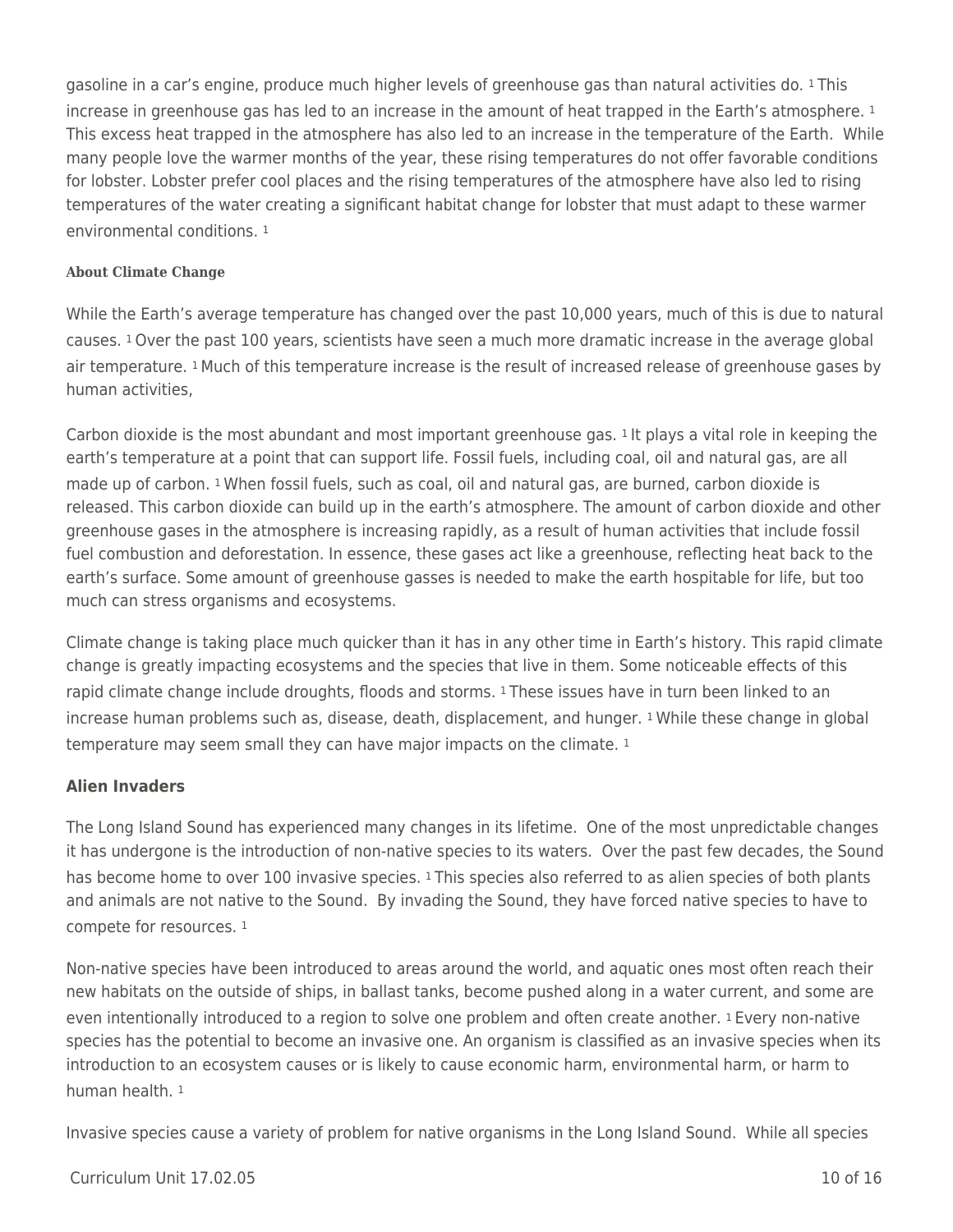gasoline in a car's engine, produce much higher levels of greenhouse gas than natural activities do. [1] This increase in greenhouse gas has led to an increase in the amount of heat trapped in the Earth's atmosphere. [1] This excess heat trapped in the atmosphere has also led to an increase in the temperature of the Earth. While many people love the warmer months of the year, these rising temperatures do not offer favorable conditions for lobster. Lobster prefer cool places and the rising temperatures of the atmosphere have also led to rising temperatures of the water creating a significant habitat change for lobster that must adapt to these warmer environmental conditions. [1]

### About Climate Change

While the Earth's average temperature has changed over the past 10,000 years, much of this is due to natural causes. [1] Over the past 100 years, scientists have seen a much more dramatic increase in the average global air temperature. [1] Much of this temperature increase is the result of increased release of greenhouse gases by human activities,

Carbon dioxide is the most abundant and most important greenhouse gas. [1] It plays a vital role in keeping the earth's temperature at a point that can support life. Fossil fuels, including coal, oil and natural gas, are all made up of carbon. [1] When fossil fuels, such as coal, oil and natural gas, are burned, carbon dioxide is released. This carbon dioxide can build up in the earth's atmosphere. The amount of carbon dioxide and other greenhouse gases in the atmosphere is increasing rapidly, as a result of human activities that include fossil fuel combustion and deforestation. In essence, these gases act like a greenhouse, reflecting heat back to the earth's surface. Some amount of greenhouse gasses is needed to make the earth hospitable for life, but too much can stress organisms and ecosystems.

Climate change is taking place much quicker than it has in any other time in Earth's history. This rapid climate change is greatly impacting ecosystems and the species that live in them. Some noticeable effects of this rapid climate change include droughts, floods and storms. [1] These issues have in turn been linked to an increase human problems such as, disease, death, displacement, and hunger. [1] While these change in global temperature may seem small they can have major impacts on the climate. [1]

## Alien Invaders

The Long Island Sound has experienced many changes in its lifetime. One of the most unpredictable changes it has undergone is the introduction of non-native species to its waters. Over the past few decades, the Sound has become home to over 100 invasive species. [1] This species also referred to as alien species of both plants and animals are not native to the Sound. By invading the Sound, they have forced native species to have to compete for resources. [1]

Non-native species have been introduced to areas around the world, and aquatic ones most often reach their new habitats on the outside of ships, in ballast tanks, become pushed along in a water current, and some are even intentionally introduced to a region to solve one problem and often create another. [1] Every non-native species has the potential to become an invasive one. An organism is classified as an invasive species when its introduction to an ecosystem causes or is likely to cause economic harm, environmental harm, or harm to human health. [1]

Invasive species cause a variety of problem for native organisms in the Long Island Sound. While all species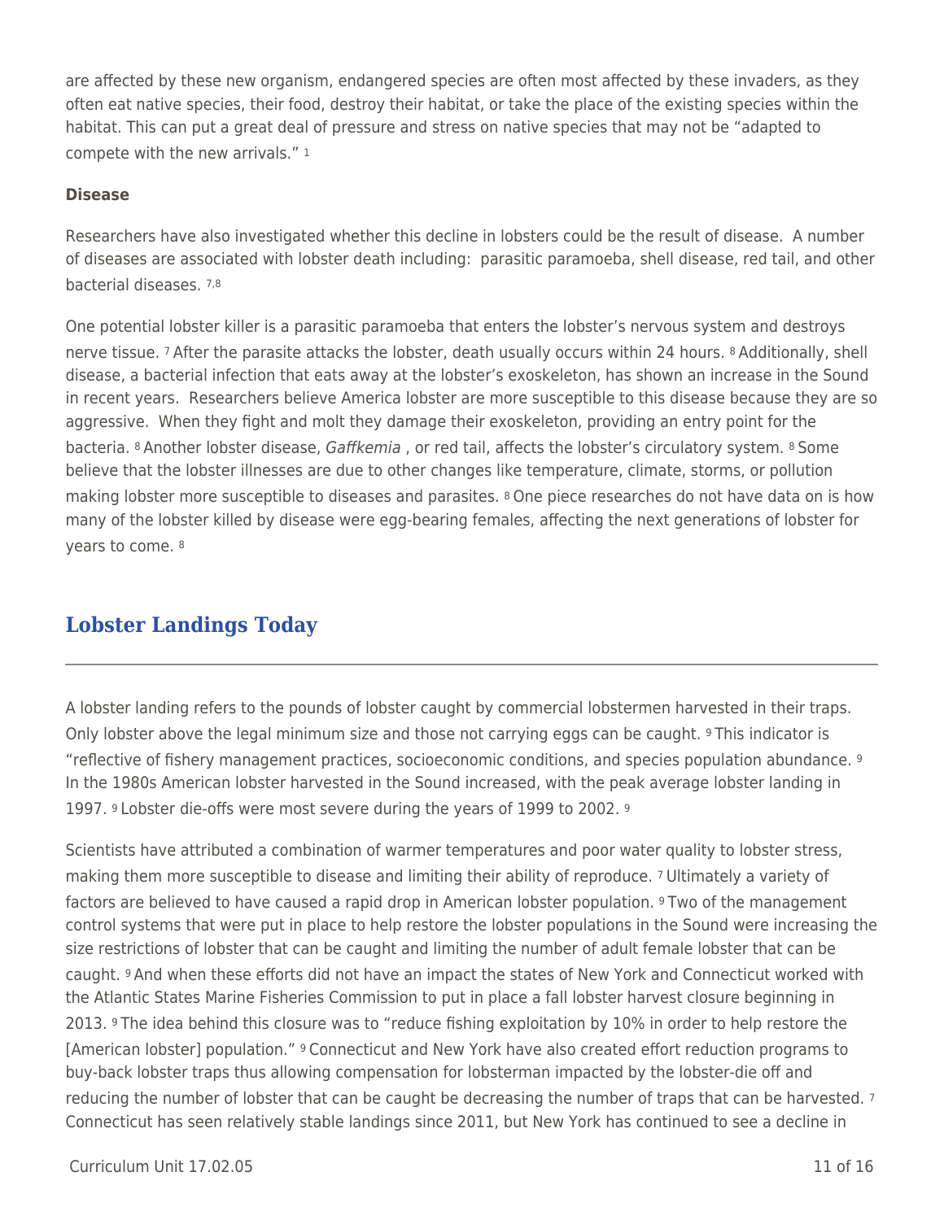are affected by these new organism, endangered species are often most affected by these invaders, as they often eat native species, their food, destroy their habitat, or take the place of the existing species within the habitat. This can put a great deal of pressure and stress on native species that may not be "adapted to compete with the new arrivals." [1]

**Disease**

Researchers have also investigated whether this decline in lobsters could be the result of disease. A number of diseases are associated with lobster death including: parasitic paramoeba, shell disease, red tail, and other bacterial diseases. [7,8]

One potential lobster killer is a parasitic paramoeba that enters the lobster's nervous system and destroys nerve tissue. [7] After the parasite attacks the lobster, death usually occurs within 24 hours. [8] Additionally, shell disease, a bacterial infection that eats away at the lobster's exoskeleton, has shown an increase in the Sound in recent years. Researchers believe America lobster are more susceptible to this disease because they are so aggressive. When they fight and molt they damage their exoskeleton, providing an entry point for the bacteria. [8] Another lobster disease, *Gaffkemia* , or red tail, affects the lobster's circulatory system. [8] Some believe that the lobster illnesses are due to other changes like temperature, climate, storms, or pollution making lobster more susceptible to diseases and parasites. [8] One piece researches do not have data on is how many of the lobster killed by disease were egg-bearing females, affecting the next generations of lobster for years to come. [8]

## Lobster Landings Today

A lobster landing refers to the pounds of lobster caught by commercial lobstermen harvested in their traps. Only lobster above the legal minimum size and those not carrying eggs can be caught. [9] This indicator is "reflective of fishery management practices, socioeconomic conditions, and species population abundance. [9] In the 1980s American lobster harvested in the Sound increased, with the peak average lobster landing in 1997. [9] Lobster die-offs were most severe during the years of 1999 to 2002. [9]

Scientists have attributed a combination of warmer temperatures and poor water quality to lobster stress, making them more susceptible to disease and limiting their ability of reproduce. [7] Ultimately a variety of factors are believed to have caused a rapid drop in American lobster population. [9] Two of the management control systems that were put in place to help restore the lobster populations in the Sound were increasing the size restrictions of lobster that can be caught and limiting the number of adult female lobster that can be caught. [9] And when these efforts did not have an impact the states of New York and Connecticut worked with the Atlantic States Marine Fisheries Commission to put in place a fall lobster harvest closure beginning in 2013. [9] The idea behind this closure was to "reduce fishing exploitation by 10% in order to help restore the [American lobster] population." [9] Connecticut and New York have also created effort reduction programs to buy-back lobster traps thus allowing compensation for lobsterman impacted by the lobster-die off and reducing the number of lobster that can be caught be decreasing the number of traps that can be harvested. [7] Connecticut has seen relatively stable landings since 2011, but New York has continued to see a decline in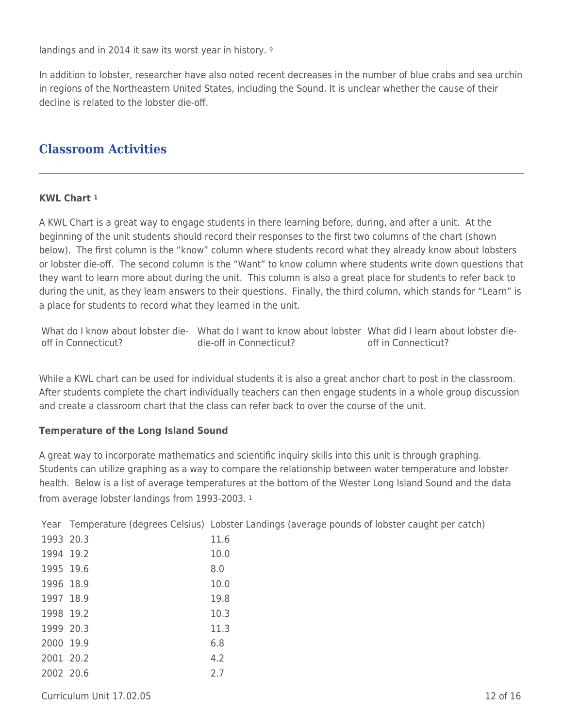landings and in 2014 it saw its worst year in history. [9]

In addition to lobster, researcher have also noted recent decreases in the number of blue crabs and sea urchin in regions of the Northeastern United States, including the Sound. It is unclear whether the cause of their decline is related to the lobster die-off.

## Classroom Activities

**KWL Chart [1]**

A KWL Chart is a great way to engage students in there learning before, during, and after a unit. At the beginning of the unit students should record their responses to the first two columns of the chart (shown below). The first column is the "know" column where students record what they already know about lobsters or lobster die-off. The second column is the "Want" to know column where students write down questions that they want to learn more about during the unit. This column is also a great place for students to refer back to during the unit, as they learn answers to their questions. Finally, the third column, which stands for "Learn" is a place for students to record what they learned in the unit.

| What do I know about lobster die-off in Connecticut? | What do I want to know about lobster die-off in Connecticut? | What did I learn about lobster die-off in Connecticut? |
|---|---|---|

While a KWL chart can be used for individual students it is also a great anchor chart to post in the classroom. After students complete the chart individually teachers can then engage students in a whole group discussion and create a classroom chart that the class can refer back to over the course of the unit.

**Temperature of the Long Island Sound**

A great way to incorporate mathematics and scientific inquiry skills into this unit is through graphing. Students can utilize graphing as a way to compare the relationship between water temperature and lobster health. Below is a list of average temperatures at the bottom of the Wester Long Island Sound and the data from average lobster landings from 1993-2003. [1]

| Year | Temperature (degrees Celsius) | Lobster Landings (average pounds of lobster caught per catch) |
|---|---|---|
| 1993 | 20.3 | 11.6 |
| 1994 | 19.2 | 10.0 |
| 1995 | 19.6 | 8.0 |
| 1996 | 18.9 | 10.0 |
| 1997 | 18.9 | 19.8 |
| 1998 | 19.2 | 10.3 |
| 1999 | 20.3 | 11.3 |
| 2000 | 19.9 | 6.8 |
| 2001 | 20.2 | 4.2 |
| 2002 | 20.6 | 2.7 |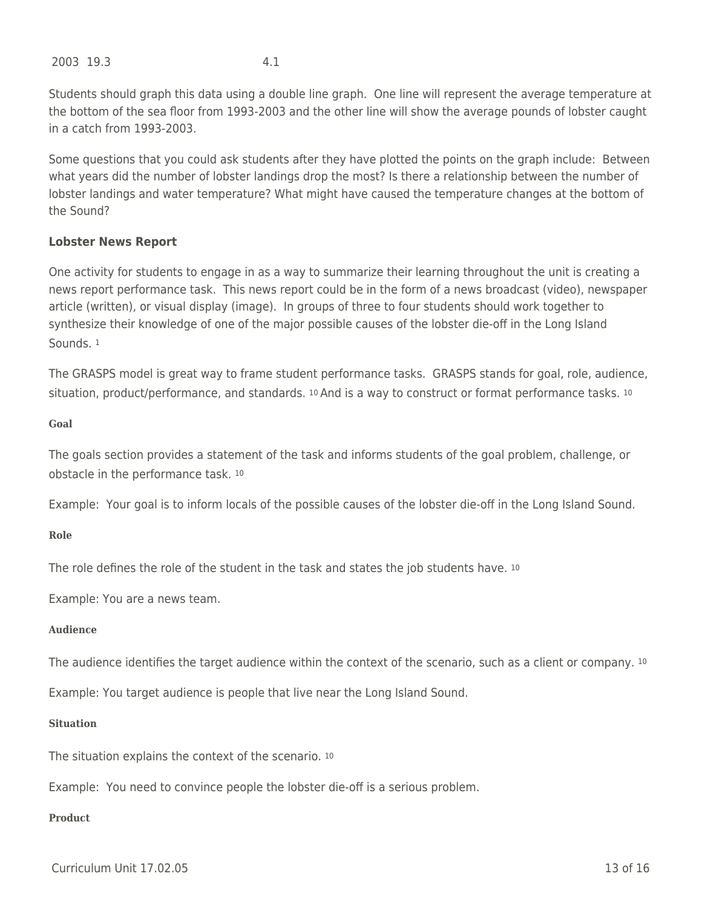| 2003 | 19.3 | 4.1 |
|---|---|---|

Students should graph this data using a double line graph. One line will represent the average temperature at the bottom of the sea floor from 1993-2003 and the other line will show the average pounds of lobster caught in a catch from 1993-2003.

Some questions that you could ask students after they have plotted the points on the graph include: Between what years did the number of lobster landings drop the most? Is there a relationship between the number of lobster landings and water temperature? What might have caused the temperature changes at the bottom of the Sound?

**Lobster News Report**

One activity for students to engage in as a way to summarize their learning throughout the unit is creating a news report performance task. This news report could be in the form of a news broadcast (video), newspaper article (written), or visual display (image). In groups of three to four students should work together to synthesize their knowledge of one of the major possible causes of the lobster die-off in the Long Island Sounds. [1]

The GRASPS model is great way to frame student performance tasks. GRASPS stands for goal, role, audience, situation, product/performance, and standards. [10] And is a way to construct or format performance tasks. [10]

#### Goal

The goals section provides a statement of the task and informs students of the goal problem, challenge, or obstacle in the performance task. [10]

Example: Your goal is to inform locals of the possible causes of the lobster die-off in the Long Island Sound.

#### Role

The role defines the role of the student in the task and states the job students have. [10]

Example: You are a news team.

#### Audience

The audience identifies the target audience within the context of the scenario, such as a client or company. [10]

Example: You target audience is people that live near the Long Island Sound.

#### Situation

The situation explains the context of the scenario. [10]

Example: You need to convince people the lobster die-off is a serious problem.

#### Product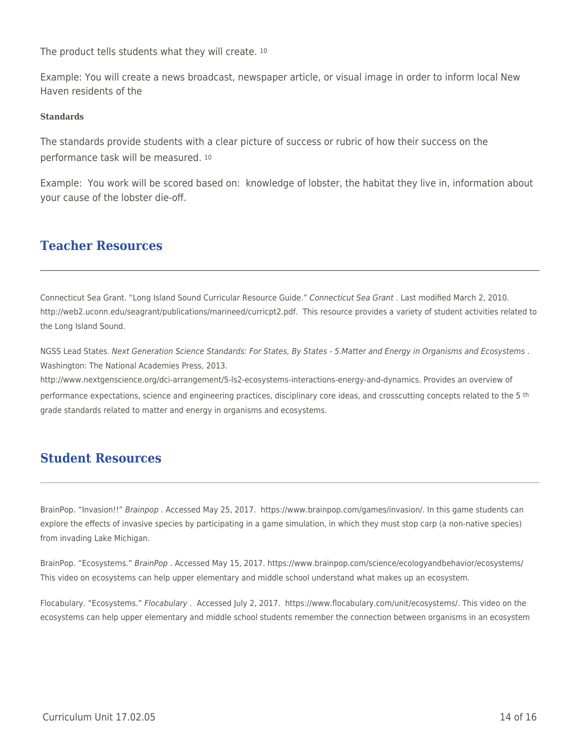The product tells students what they will create. [10]

Example: You will create a news broadcast, newspaper article, or visual image in order to inform local New Haven residents of the

**Standards**

The standards provide students with a clear picture of success or rubric of how their success on the performance task will be measured. [10]

Example: You work will be scored based on: knowledge of lobster, the habitat they live in, information about your cause of the lobster die-off.

## Teacher Resources

Connecticut Sea Grant. "Long Island Sound Curricular Resource Guide." *Connecticut Sea Grant* . Last modified March 2, 2010. http://web2.uconn.edu/seagrant/publications/marineed/curricpt2.pdf. This resource provides a variety of student activities related to the Long Island Sound.

NGSS Lead States. *Next Generation Science Standards: For States, By States - 5.Matter and Energy in Organisms and Ecosystems* . Washington: The National Academies Press, 2013. http://www.nextgenscience.org/dci-arrangement/5-ls2-ecosystems-interactions-energy-and-dynamics. Provides an overview of performance expectations, science and engineering practices, disciplinary core ideas, and crosscutting concepts related to the 5th grade standards related to matter and energy in organisms and ecosystems.

## Student Resources

BrainPop. "Invasion!!" *Brainpop* . Accessed May 25, 2017. https://www.brainpop.com/games/invasion/. In this game students can explore the effects of invasive species by participating in a game simulation, in which they must stop carp (a non-native species) from invading Lake Michigan.

BrainPop. "Ecosystems." *BrainPop* . Accessed May 15, 2017. https://www.brainpop.com/science/ecologyandbehavior/ecosystems/ This video on ecosystems can help upper elementary and middle school understand what makes up an ecosystem.

Flocabulary. "Ecosystems." *Flocabulary* . Accessed July 2, 2017. https://www.flocabulary.com/unit/ecosystems/. This video on the ecosystems can help upper elementary and middle school students remember the connection between organisms in an ecosystem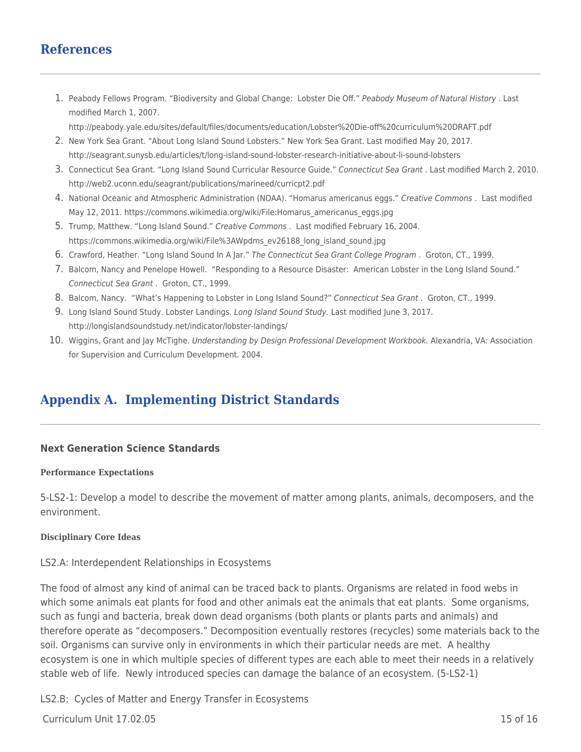## References

1. Peabody Fellows Program. "Biodiversity and Global Change: Lobster Die Off." *Peabody Museum of Natural History* . Last modified March 1, 2007. http://peabody.yale.edu/sites/default/files/documents/education/Lobster%20Die-off%20curriculum%20DRAFT.pdf
2. New York Sea Grant. "About Long Island Sound Lobsters." New York Sea Grant. Last modified May 20, 2017. http://seagrant.sunysb.edu/articles/t/long-island-sound-lobster-research-initiative-about-li-sound-lobsters
3. Connecticut Sea Grant. "Long Island Sound Curricular Resource Guide." *Connecticut Sea Grant* . Last modified March 2, 2010. http://web2.uconn.edu/seagrant/publications/marineed/curricpt2.pdf
4. National Oceanic and Atmospheric Administration (NOAA). "Homarus americanus eggs." *Creative Commons* . Last modified May 12, 2011. https://commons.wikimedia.org/wiki/File:Homarus_americanus_eggs.jpg
5. Trump, Matthew. "Long Island Sound." *Creative Commons* . Last modified February 16, 2004. https://commons.wikimedia.org/wiki/File%3AWpdms_ev26188_long_island_sound.jpg
6. Crawford, Heather. "Long Island Sound In A Jar." *The Connecticut Sea Grant College Program* . Groton, CT., 1999.
7. Balcom, Nancy and Penelope Howell. "Responding to a Resource Disaster: American Lobster in the Long Island Sound." *Connecticut Sea Grant* . Groton, CT., 1999.
8. Balcom, Nancy. "What's Happening to Lobster in Long Island Sound?" *Connecticut Sea Grant* . Groton, CT., 1999.
9. Long Island Sound Study. Lobster Landings. *Long Island Sound Study.* Last modified June 3, 2017. http://longislandsoundstudy.net/indicator/lobster-landings/
10. Wiggins, Grant and Jay McTighe. *Understanding by Design Professional Development Workbook.* Alexandria, VA: Association for Supervision and Curriculum Development. 2004.

## Appendix A. Implementing District Standards

### Next Generation Science Standards

#### Performance Expectations

5-LS2-1: Develop a model to describe the movement of matter among plants, animals, decomposers, and the environment.

#### Disciplinary Core Ideas

LS2.A: Interdependent Relationships in Ecosystems

The food of almost any kind of animal can be traced back to plants. Organisms are related in food webs in which some animals eat plants for food and other animals eat the animals that eat plants. Some organisms, such as fungi and bacteria, break down dead organisms (both plants or plants parts and animals) and therefore operate as "decomposers." Decomposition eventually restores (recycles) some materials back to the soil. Organisms can survive only in environments in which their particular needs are met. A healthy ecosystem is one in which multiple species of different types are each able to meet their needs in a relatively stable web of life. Newly introduced species can damage the balance of an ecosystem. (5-LS2-1)

LS2.B: Cycles of Matter and Energy Transfer in Ecosystems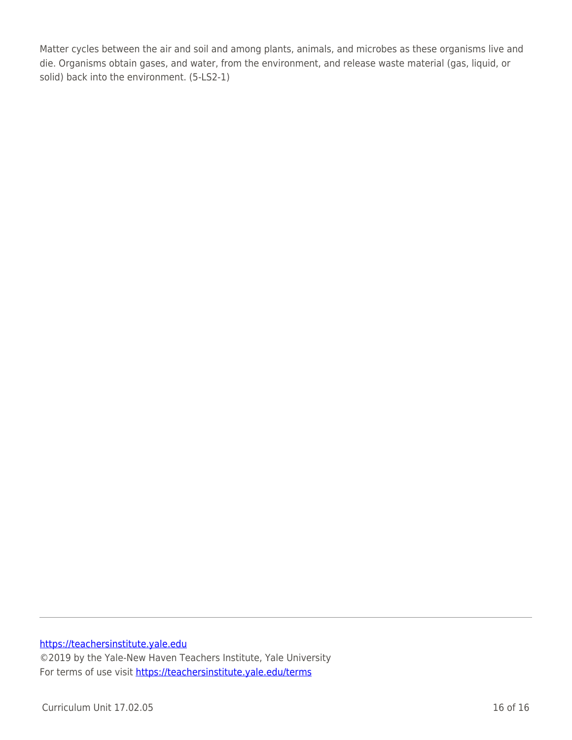Matter cycles between the air and soil and among plants, animals, and microbes as these organisms live and die. Organisms obtain gases, and water, from the environment, and release waste material (gas, liquid, or solid) back into the environment. (5-LS2-1)